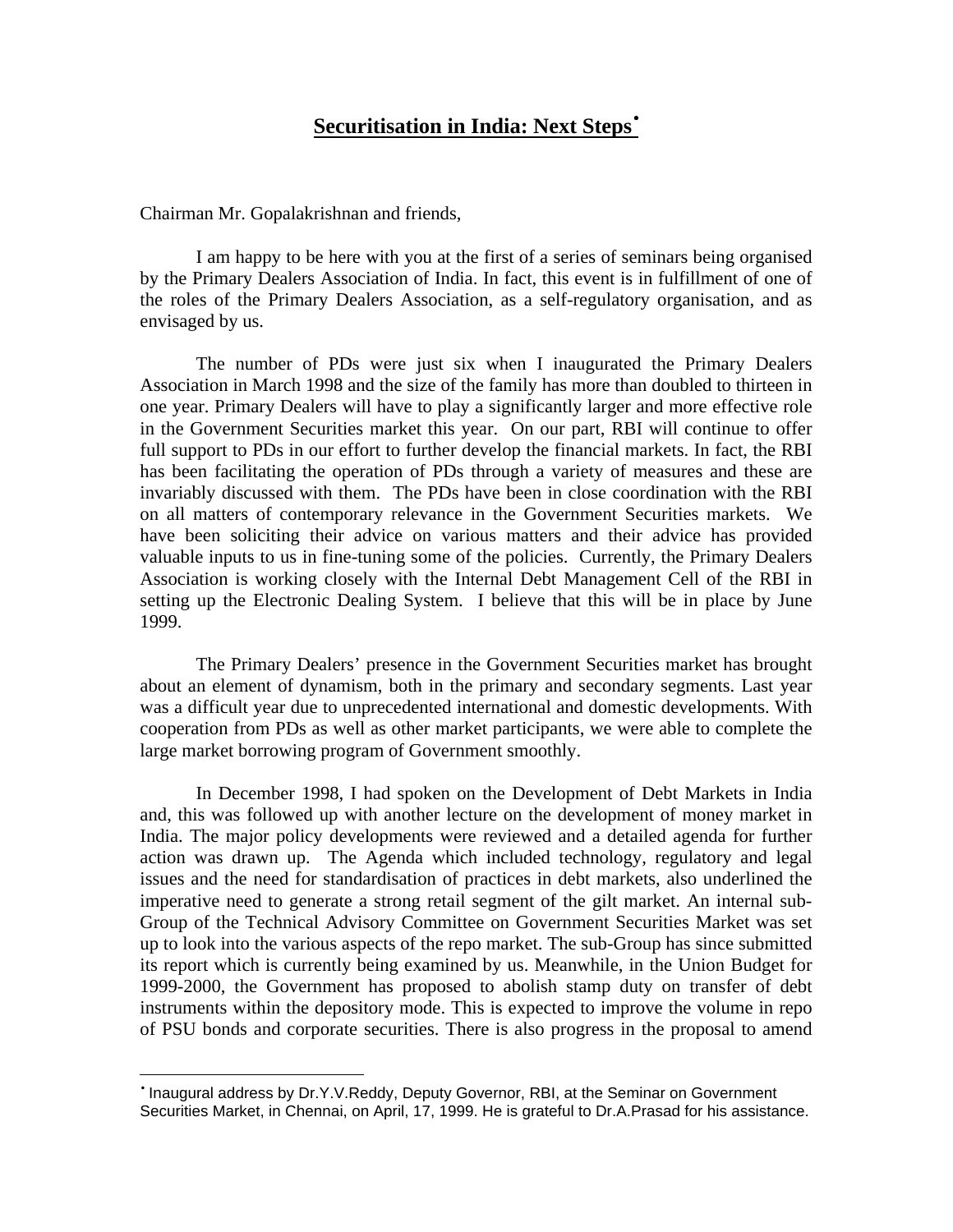# Securitisation in India: Next Steps[•]

Chairman Mr. Gopalakrishnan and friends,

I am happy to be here with you at the first of a series of seminars being organised by the Primary Dealers Association of India. In fact, this event is in fulfillment of one of the roles of the Primary Dealers Association, as a self-regulatory organisation, and as envisaged by us.

The number of PDs were just six when I inaugurated the Primary Dealers Association in March 1998 and the size of the family has more than doubled to thirteen in one year. Primary Dealers will have to play a significantly larger and more effective role in the Government Securities market this year. On our part, RBI will continue to offer full support to PDs in our effort to further develop the financial markets. In fact, the RBI has been facilitating the operation of PDs through a variety of measures and these are invariably discussed with them. The PDs have been in close coordination with the RBI on all matters of contemporary relevance in the Government Securities markets. We have been soliciting their advice on various matters and their advice has provided valuable inputs to us in fine-tuning some of the policies. Currently, the Primary Dealers Association is working closely with the Internal Debt Management Cell of the RBI in setting up the Electronic Dealing System. I believe that this will be in place by June 1999.

The Primary Dealers' presence in the Government Securities market has brought about an element of dynamism, both in the primary and secondary segments. Last year was a difficult year due to unprecedented international and domestic developments. With cooperation from PDs as well as other market participants, we were able to complete the large market borrowing program of Government smoothly.

In December 1998, I had spoken on the Development of Debt Markets in India and, this was followed up with another lecture on the development of money market in India. The major policy developments were reviewed and a detailed agenda for further action was drawn up. The Agenda which included technology, regulatory and legal issues and the need for standardisation of practices in debt markets, also underlined the imperative need to generate a strong retail segment of the gilt market. An internal sub-Group of the Technical Advisory Committee on Government Securities Market was set up to look into the various aspects of the repo market. The sub-Group has since submitted its report which is currently being examined by us. Meanwhile, in the Union Budget for 1999-2000, the Government has proposed to abolish stamp duty on transfer of debt instruments within the depository mode. This is expected to improve the volume in repo of PSU bonds and corporate securities. There is also progress in the proposal to amend

---

[•] Inaugural address by Dr.Y.V.Reddy, Deputy Governor, RBI, at the Seminar on Government Securities Market, in Chennai, on April, 17, 1999. He is grateful to Dr.A.Prasad for his assistance.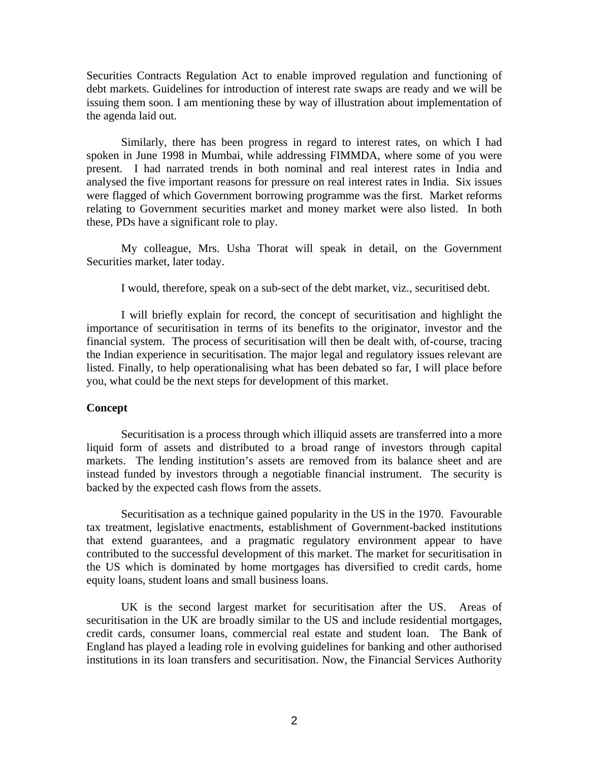Securities Contracts Regulation Act to enable improved regulation and functioning of debt markets. Guidelines for introduction of interest rate swaps are ready and we will be issuing them soon. I am mentioning these by way of illustration about implementation of the agenda laid out.

Similarly, there has been progress in regard to interest rates, on which I had spoken in June 1998 in Mumbai, while addressing FIMMDA, where some of you were present. I had narrated trends in both nominal and real interest rates in India and analysed the five important reasons for pressure on real interest rates in India. Six issues were flagged of which Government borrowing programme was the first. Market reforms relating to Government securities market and money market were also listed. In both these, PDs have a significant role to play.

My colleague, Mrs. Usha Thorat will speak in detail, on the Government Securities market, later today.

I would, therefore, speak on a sub-sect of the debt market, viz., securitised debt.

I will briefly explain for record, the concept of securitisation and highlight the importance of securitisation in terms of its benefits to the originator, investor and the financial system. The process of securitisation will then be dealt with, of-course, tracing the Indian experience in securitisation. The major legal and regulatory issues relevant are listed. Finally, to help operationalising what has been debated so far, I will place before you, what could be the next steps for development of this market.

**Concept**

Securitisation is a process through which illiquid assets are transferred into a more liquid form of assets and distributed to a broad range of investors through capital markets. The lending institution's assets are removed from its balance sheet and are instead funded by investors through a negotiable financial instrument. The security is backed by the expected cash flows from the assets.

Securitisation as a technique gained popularity in the US in the 1970. Favourable tax treatment, legislative enactments, establishment of Government-backed institutions that extend guarantees, and a pragmatic regulatory environment appear to have contributed to the successful development of this market. The market for securitisation in the US which is dominated by home mortgages has diversified to credit cards, home equity loans, student loans and small business loans.

UK is the second largest market for securitisation after the US. Areas of securitisation in the UK are broadly similar to the US and include residential mortgages, credit cards, consumer loans, commercial real estate and student loan. The Bank of England has played a leading role in evolving guidelines for banking and other authorised institutions in its loan transfers and securitisation. Now, the Financial Services Authority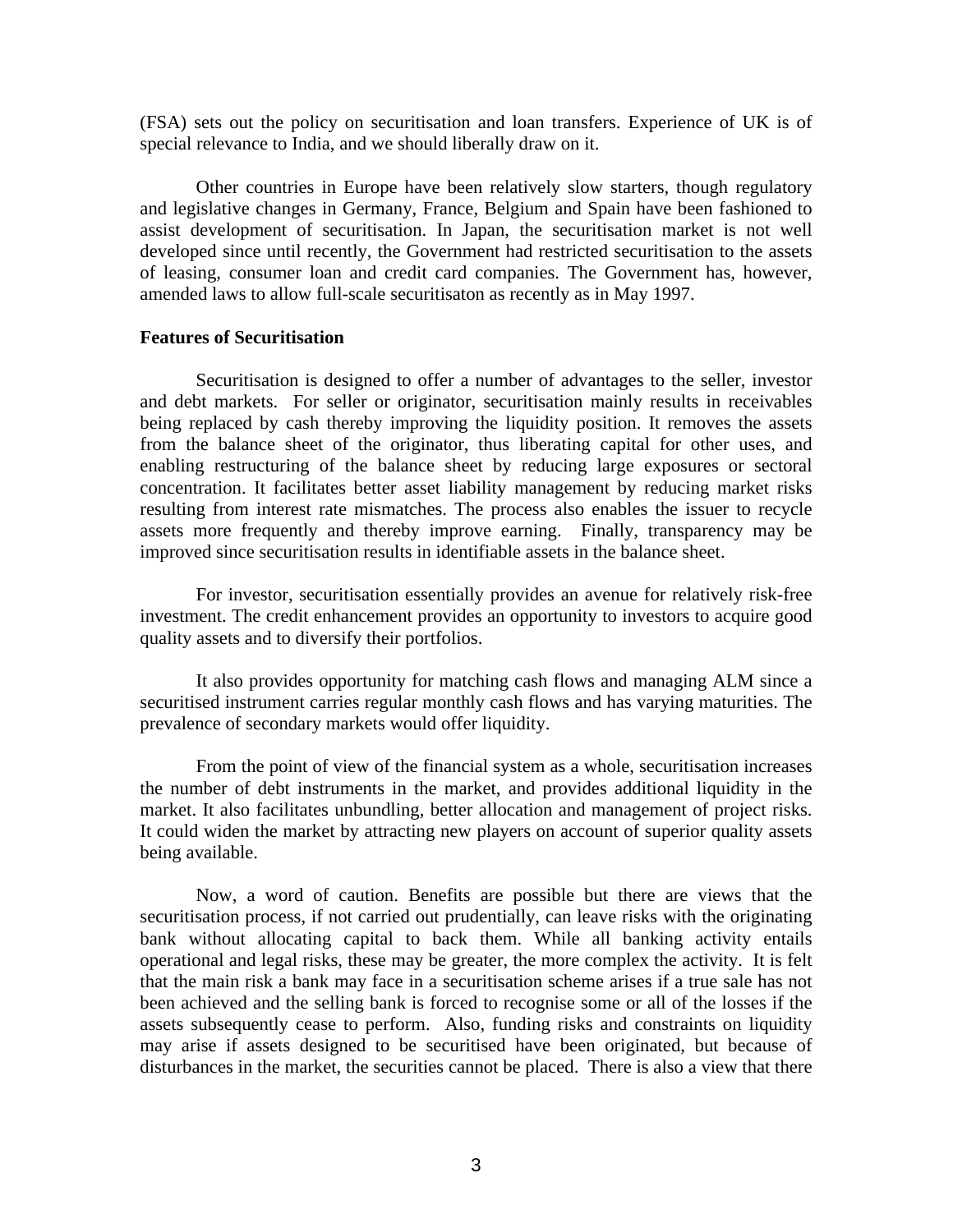(FSA) sets out the policy on securitisation and loan transfers. Experience of UK is of special relevance to India, and we should liberally draw on it.

Other countries in Europe have been relatively slow starters, though regulatory and legislative changes in Germany, France, Belgium and Spain have been fashioned to assist development of securitisation. In Japan, the securitisation market is not well developed since until recently, the Government had restricted securitisation to the assets of leasing, consumer loan and credit card companies. The Government has, however, amended laws to allow full-scale securitisaton as recently as in May 1997.

**Features of Securitisation**

Securitisation is designed to offer a number of advantages to the seller, investor and debt markets. For seller or originator, securitisation mainly results in receivables being replaced by cash thereby improving the liquidity position. It removes the assets from the balance sheet of the originator, thus liberating capital for other uses, and enabling restructuring of the balance sheet by reducing large exposures or sectoral concentration. It facilitates better asset liability management by reducing market risks resulting from interest rate mismatches. The process also enables the issuer to recycle assets more frequently and thereby improve earning. Finally, transparency may be improved since securitisation results in identifiable assets in the balance sheet.

For investor, securitisation essentially provides an avenue for relatively risk-free investment. The credit enhancement provides an opportunity to investors to acquire good quality assets and to diversify their portfolios.

It also provides opportunity for matching cash flows and managing ALM since a securitised instrument carries regular monthly cash flows and has varying maturities. The prevalence of secondary markets would offer liquidity.

From the point of view of the financial system as a whole, securitisation increases the number of debt instruments in the market, and provides additional liquidity in the market. It also facilitates unbundling, better allocation and management of project risks. It could widen the market by attracting new players on account of superior quality assets being available.

Now, a word of caution. Benefits are possible but there are views that the securitisation process, if not carried out prudentially, can leave risks with the originating bank without allocating capital to back them. While all banking activity entails operational and legal risks, these may be greater, the more complex the activity. It is felt that the main risk a bank may face in a securitisation scheme arises if a true sale has not been achieved and the selling bank is forced to recognise some or all of the losses if the assets subsequently cease to perform. Also, funding risks and constraints on liquidity may arise if assets designed to be securitised have been originated, but because of disturbances in the market, the securities cannot be placed. There is also a view that there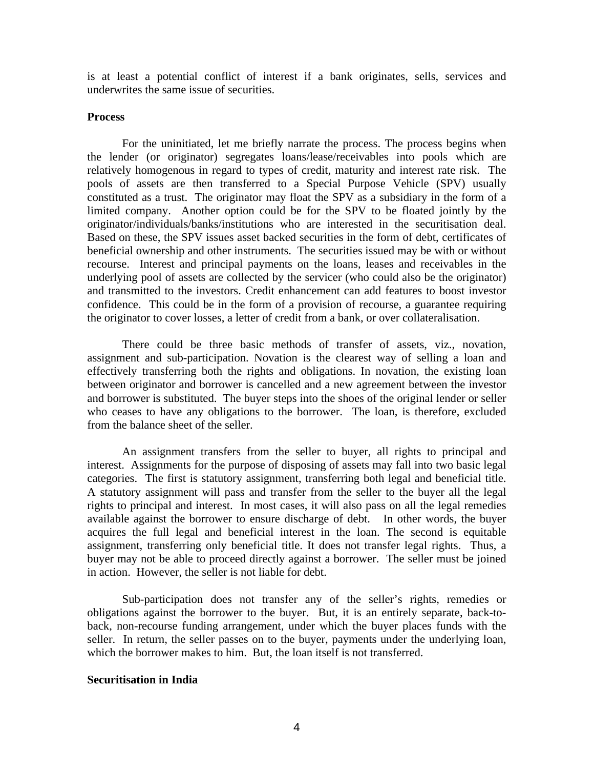is at least a potential conflict of interest if a bank originates, sells, services and underwrites the same issue of securities.

**Process**

For the uninitiated, let me briefly narrate the process. The process begins when the lender (or originator) segregates loans/lease/receivables into pools which are relatively homogenous in regard to types of credit, maturity and interest rate risk. The pools of assets are then transferred to a Special Purpose Vehicle (SPV) usually constituted as a trust. The originator may float the SPV as a subsidiary in the form of a limited company. Another option could be for the SPV to be floated jointly by the originator/individuals/banks/institutions who are interested in the securitisation deal. Based on these, the SPV issues asset backed securities in the form of debt, certificates of beneficial ownership and other instruments. The securities issued may be with or without recourse. Interest and principal payments on the loans, leases and receivables in the underlying pool of assets are collected by the servicer (who could also be the originator) and transmitted to the investors. Credit enhancement can add features to boost investor confidence. This could be in the form of a provision of recourse, a guarantee requiring the originator to cover losses, a letter of credit from a bank, or over collateralisation.

There could be three basic methods of transfer of assets, viz., novation, assignment and sub-participation. Novation is the clearest way of selling a loan and effectively transferring both the rights and obligations. In novation, the existing loan between originator and borrower is cancelled and a new agreement between the investor and borrower is substituted. The buyer steps into the shoes of the original lender or seller who ceases to have any obligations to the borrower. The loan, is therefore, excluded from the balance sheet of the seller.

An assignment transfers from the seller to buyer, all rights to principal and interest. Assignments for the purpose of disposing of assets may fall into two basic legal categories. The first is statutory assignment, transferring both legal and beneficial title. A statutory assignment will pass and transfer from the seller to the buyer all the legal rights to principal and interest. In most cases, it will also pass on all the legal remedies available against the borrower to ensure discharge of debt. In other words, the buyer acquires the full legal and beneficial interest in the loan. The second is equitable assignment, transferring only beneficial title. It does not transfer legal rights. Thus, a buyer may not be able to proceed directly against a borrower. The seller must be joined in action. However, the seller is not liable for debt.

Sub-participation does not transfer any of the seller's rights, remedies or obligations against the borrower to the buyer. But, it is an entirely separate, back-to-back, non-recourse funding arrangement, under which the buyer places funds with the seller. In return, the seller passes on to the buyer, payments under the underlying loan, which the borrower makes to him. But, the loan itself is not transferred.

**Securitisation in India**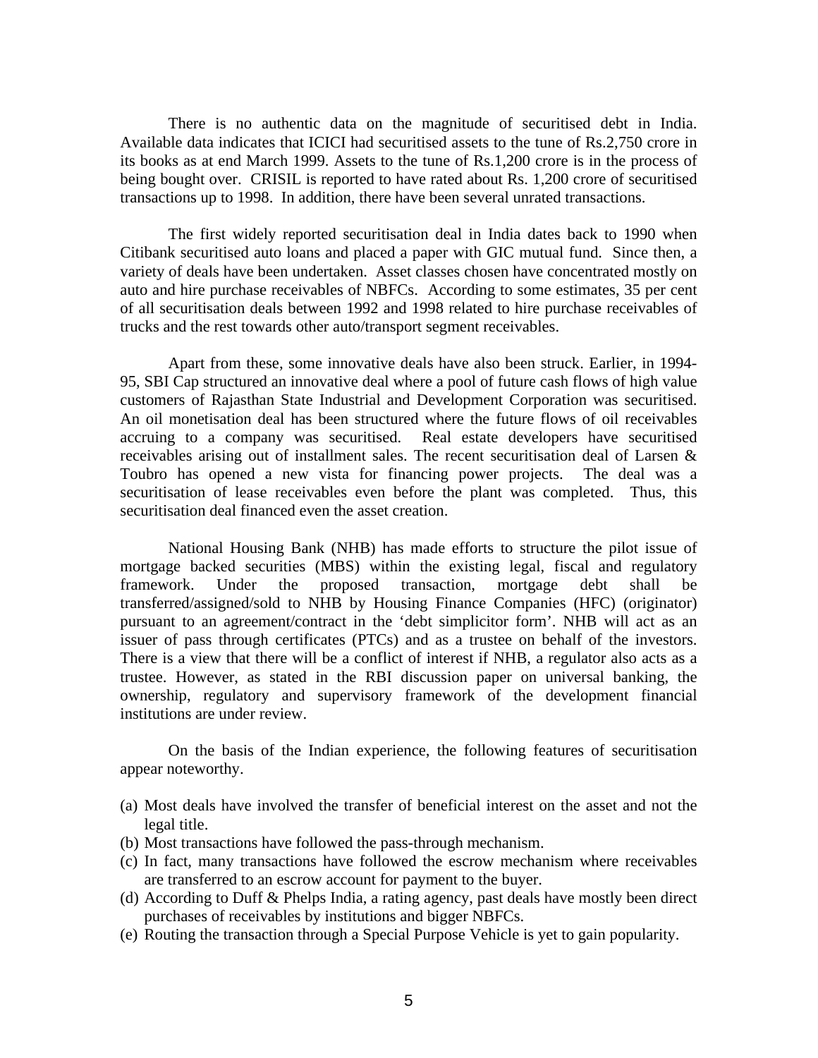There is no authentic data on the magnitude of securitised debt in India. Available data indicates that ICICI had securitised assets to the tune of Rs.2,750 crore in its books as at end March 1999. Assets to the tune of Rs.1,200 crore is in the process of being bought over. CRISIL is reported to have rated about Rs. 1,200 crore of securitised transactions up to 1998. In addition, there have been several unrated transactions.

The first widely reported securitisation deal in India dates back to 1990 when Citibank securitised auto loans and placed a paper with GIC mutual fund. Since then, a variety of deals have been undertaken. Asset classes chosen have concentrated mostly on auto and hire purchase receivables of NBFCs. According to some estimates, 35 per cent of all securitisation deals between 1992 and 1998 related to hire purchase receivables of trucks and the rest towards other auto/transport segment receivables.

Apart from these, some innovative deals have also been struck. Earlier, in 1994-95, SBI Cap structured an innovative deal where a pool of future cash flows of high value customers of Rajasthan State Industrial and Development Corporation was securitised. An oil monetisation deal has been structured where the future flows of oil receivables accruing to a company was securitised. Real estate developers have securitised receivables arising out of installment sales. The recent securitisation deal of Larsen & Toubro has opened a new vista for financing power projects. The deal was a securitisation of lease receivables even before the plant was completed. Thus, this securitisation deal financed even the asset creation.

National Housing Bank (NHB) has made efforts to structure the pilot issue of mortgage backed securities (MBS) within the existing legal, fiscal and regulatory framework. Under the proposed transaction, mortgage debt shall be transferred/assigned/sold to NHB by Housing Finance Companies (HFC) (originator) pursuant to an agreement/contract in the 'debt simplicitor form'. NHB will act as an issuer of pass through certificates (PTCs) and as a trustee on behalf of the investors. There is a view that there will be a conflict of interest if NHB, a regulator also acts as a trustee. However, as stated in the RBI discussion paper on universal banking, the ownership, regulatory and supervisory framework of the development financial institutions are under review.

On the basis of the Indian experience, the following features of securitisation appear noteworthy.

(a) Most deals have involved the transfer of beneficial interest on the asset and not the legal title.
(b) Most transactions have followed the pass-through mechanism.
(c) In fact, many transactions have followed the escrow mechanism where receivables are transferred to an escrow account for payment to the buyer.
(d) According to Duff & Phelps India, a rating agency, past deals have mostly been direct purchases of receivables by institutions and bigger NBFCs.
(e) Routing the transaction through a Special Purpose Vehicle is yet to gain popularity.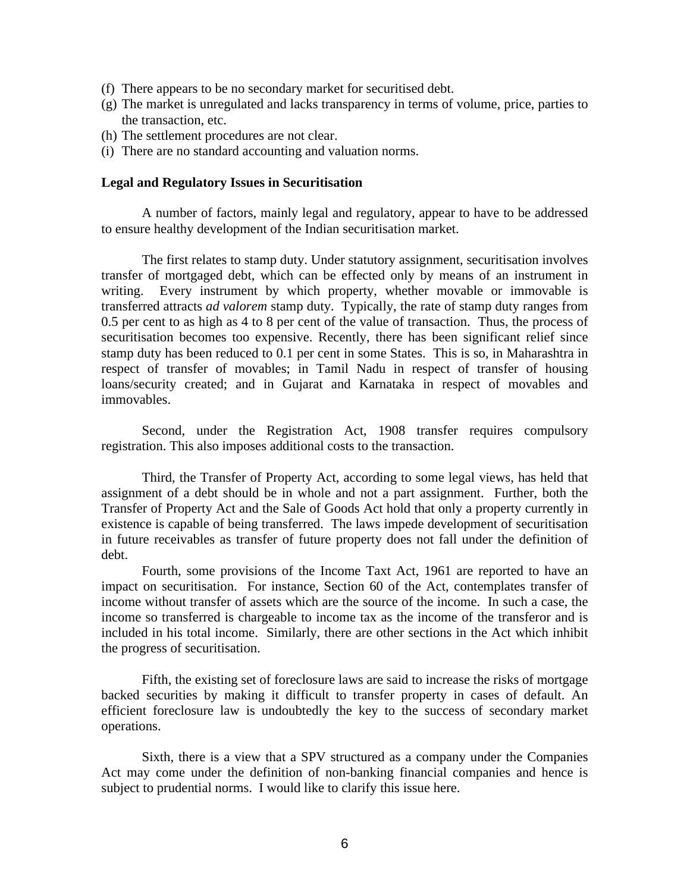(f) There appears to be no secondary market for securitised debt.
(g) The market is unregulated and lacks transparency in terms of volume, price, parties to the transaction, etc.
(h) The settlement procedures are not clear.
(i) There are no standard accounting and valuation norms.

**Legal and Regulatory Issues in Securitisation**

A number of factors, mainly legal and regulatory, appear to have to be addressed to ensure healthy development of the Indian securitisation market.

The first relates to stamp duty. Under statutory assignment, securitisation involves transfer of mortgaged debt, which can be effected only by means of an instrument in writing. Every instrument by which property, whether movable or immovable is transferred attracts *ad valorem* stamp duty. Typically, the rate of stamp duty ranges from 0.5 per cent to as high as 4 to 8 per cent of the value of transaction. Thus, the process of securitisation becomes too expensive. Recently, there has been significant relief since stamp duty has been reduced to 0.1 per cent in some States. This is so, in Maharashtra in respect of transfer of movables; in Tamil Nadu in respect of transfer of housing loans/security created; and in Gujarat and Karnataka in respect of movables and immovables.

Second, under the Registration Act, 1908 transfer requires compulsory registration. This also imposes additional costs to the transaction.

Third, the Transfer of Property Act, according to some legal views, has held that assignment of a debt should be in whole and not a part assignment. Further, both the Transfer of Property Act and the Sale of Goods Act hold that only a property currently in existence is capable of being transferred. The laws impede development of securitisation in future receivables as transfer of future property does not fall under the definition of debt.

Fourth, some provisions of the Income Taxt Act, 1961 are reported to have an impact on securitisation. For instance, Section 60 of the Act, contemplates transfer of income without transfer of assets which are the source of the income. In such a case, the income so transferred is chargeable to income tax as the income of the transferor and is included in his total income. Similarly, there are other sections in the Act which inhibit the progress of securitisation.

Fifth, the existing set of foreclosure laws are said to increase the risks of mortgage backed securities by making it difficult to transfer property in cases of default. An efficient foreclosure law is undoubtedly the key to the success of secondary market operations.

Sixth, there is a view that a SPV structured as a company under the Companies Act may come under the definition of non-banking financial companies and hence is subject to prudential norms. I would like to clarify this issue here.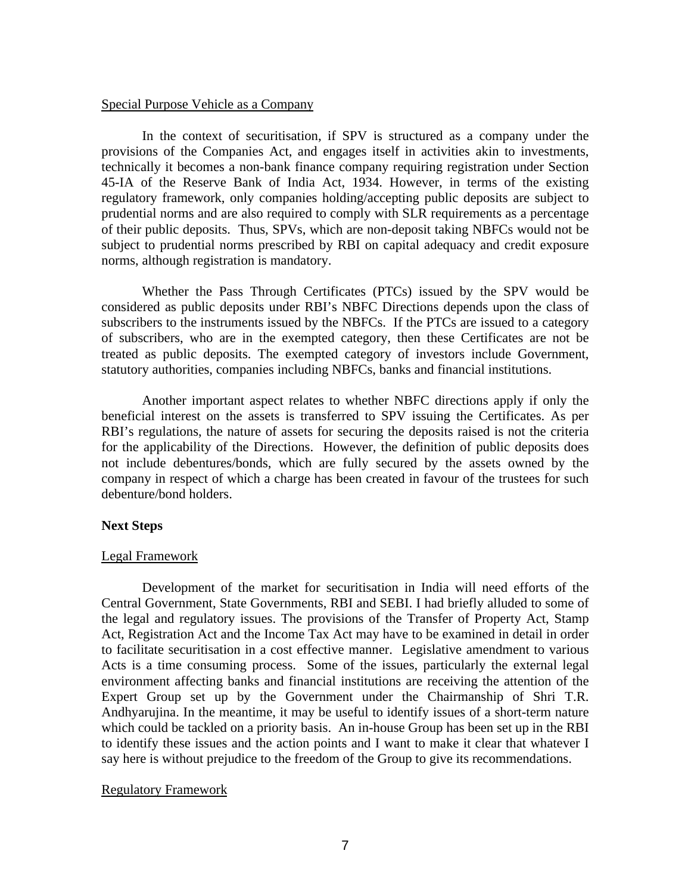Special Purpose Vehicle as a Company

In the context of securitisation, if SPV is structured as a company under the provisions of the Companies Act, and engages itself in activities akin to investments, technically it becomes a non-bank finance company requiring registration under Section 45-IA of the Reserve Bank of India Act, 1934. However, in terms of the existing regulatory framework, only companies holding/accepting public deposits are subject to prudential norms and are also required to comply with SLR requirements as a percentage of their public deposits. Thus, SPVs, which are non-deposit taking NBFCs would not be subject to prudential norms prescribed by RBI on capital adequacy and credit exposure norms, although registration is mandatory.

Whether the Pass Through Certificates (PTCs) issued by the SPV would be considered as public deposits under RBI's NBFC Directions depends upon the class of subscribers to the instruments issued by the NBFCs. If the PTCs are issued to a category of subscribers, who are in the exempted category, then these Certificates are not be treated as public deposits. The exempted category of investors include Government, statutory authorities, companies including NBFCs, banks and financial institutions.

Another important aspect relates to whether NBFC directions apply if only the beneficial interest on the assets is transferred to SPV issuing the Certificates. As per RBI's regulations, the nature of assets for securing the deposits raised is not the criteria for the applicability of the Directions. However, the definition of public deposits does not include debentures/bonds, which are fully secured by the assets owned by the company in respect of which a charge has been created in favour of the trustees for such debenture/bond holders.

**Next Steps**

Legal Framework

Development of the market for securitisation in India will need efforts of the Central Government, State Governments, RBI and SEBI. I had briefly alluded to some of the legal and regulatory issues. The provisions of the Transfer of Property Act, Stamp Act, Registration Act and the Income Tax Act may have to be examined in detail in order to facilitate securitisation in a cost effective manner. Legislative amendment to various Acts is a time consuming process. Some of the issues, particularly the external legal environment affecting banks and financial institutions are receiving the attention of the Expert Group set up by the Government under the Chairmanship of Shri T.R. Andhyarujina. In the meantime, it may be useful to identify issues of a short-term nature which could be tackled on a priority basis. An in-house Group has been set up in the RBI to identify these issues and the action points and I want to make it clear that whatever I say here is without prejudice to the freedom of the Group to give its recommendations.

Regulatory Framework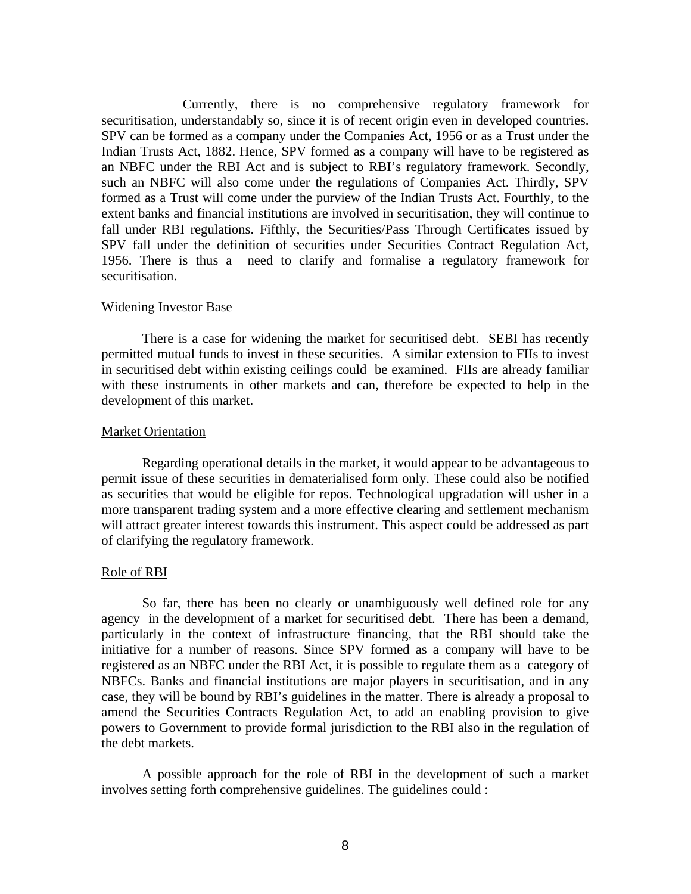Currently, there is no comprehensive regulatory framework for securitisation, understandably so, since it is of recent origin even in developed countries. SPV can be formed as a company under the Companies Act, 1956 or as a Trust under the Indian Trusts Act, 1882. Hence, SPV formed as a company will have to be registered as an NBFC under the RBI Act and is subject to RBI's regulatory framework. Secondly, such an NBFC will also come under the regulations of Companies Act. Thirdly, SPV formed as a Trust will come under the purview of the Indian Trusts Act. Fourthly, to the extent banks and financial institutions are involved in securitisation, they will continue to fall under RBI regulations. Fifthly, the Securities/Pass Through Certificates issued by SPV fall under the definition of securities under Securities Contract Regulation Act, 1956. There is thus a need to clarify and formalise a regulatory framework for securitisation.

<u>Widening Investor Base</u>

There is a case for widening the market for securitised debt. SEBI has recently permitted mutual funds to invest in these securities. A similar extension to FIIs to invest in securitised debt within existing ceilings could be examined. FIIs are already familiar with these instruments in other markets and can, therefore be expected to help in the development of this market.

<u>Market Orientation</u>

Regarding operational details in the market, it would appear to be advantageous to permit issue of these securities in dematerialised form only. These could also be notified as securities that would be eligible for repos. Technological upgradation will usher in a more transparent trading system and a more effective clearing and settlement mechanism will attract greater interest towards this instrument. This aspect could be addressed as part of clarifying the regulatory framework.

<u>Role of RBI</u>

So far, there has been no clearly or unambiguously well defined role for any agency in the development of a market for securitised debt. There has been a demand, particularly in the context of infrastructure financing, that the RBI should take the initiative for a number of reasons. Since SPV formed as a company will have to be registered as an NBFC under the RBI Act, it is possible to regulate them as a category of NBFCs. Banks and financial institutions are major players in securitisation, and in any case, they will be bound by RBI's guidelines in the matter. There is already a proposal to amend the Securities Contracts Regulation Act, to add an enabling provision to give powers to Government to provide formal jurisdiction to the RBI also in the regulation of the debt markets.

A possible approach for the role of RBI in the development of such a market involves setting forth comprehensive guidelines. The guidelines could :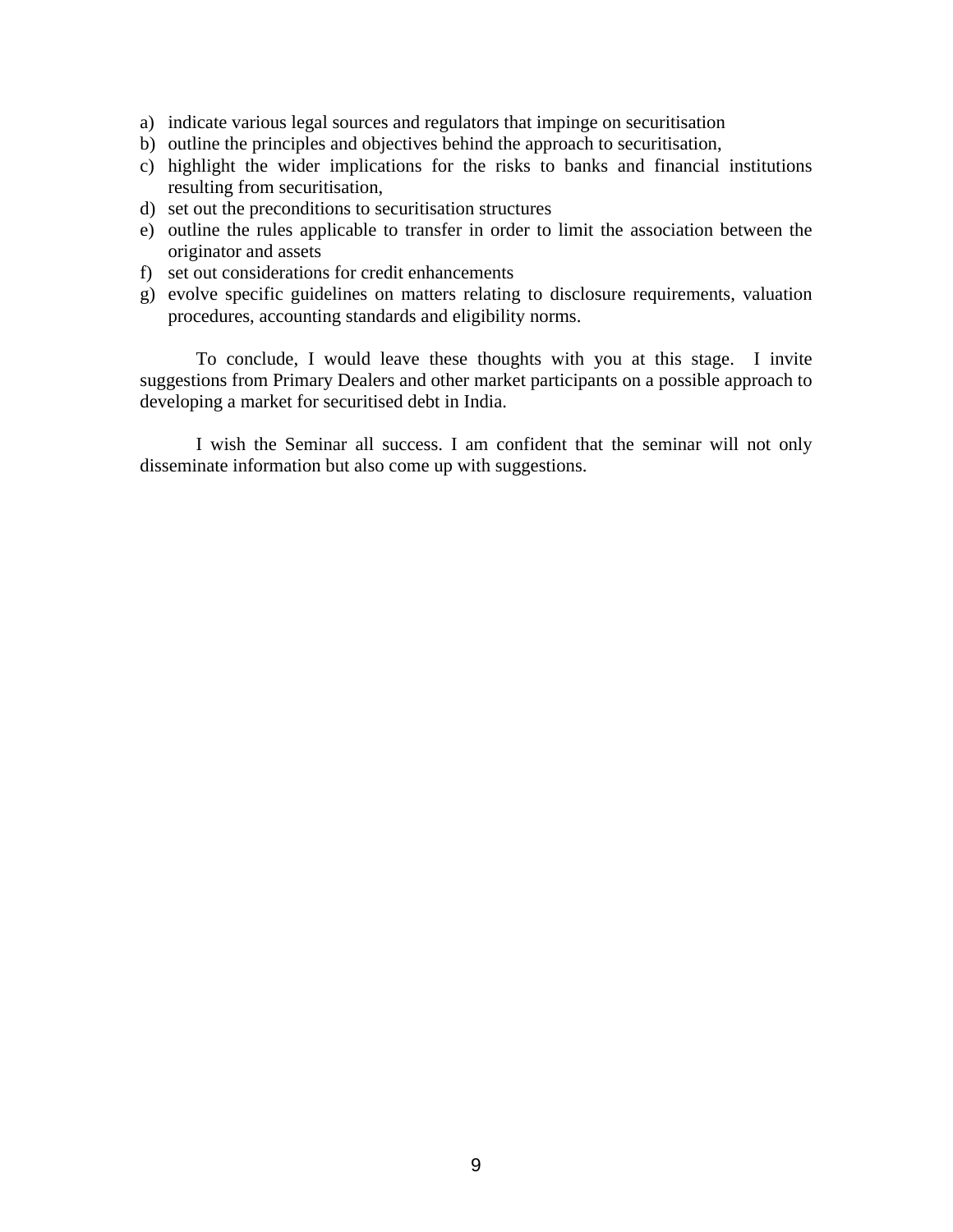a) indicate various legal sources and regulators that impinge on securitisation
b) outline the principles and objectives behind the approach to securitisation,
c) highlight the wider implications for the risks to banks and financial institutions resulting from securitisation,
d) set out the preconditions to securitisation structures
e) outline the rules applicable to transfer in order to limit the association between the originator and assets
f) set out considerations for credit enhancements
g) evolve specific guidelines on matters relating to disclosure requirements, valuation procedures, accounting standards and eligibility norms.

To conclude, I would leave these thoughts with you at this stage. I invite suggestions from Primary Dealers and other market participants on a possible approach to developing a market for securitised debt in India.

I wish the Seminar all success. I am confident that the seminar will not only disseminate information but also come up with suggestions.